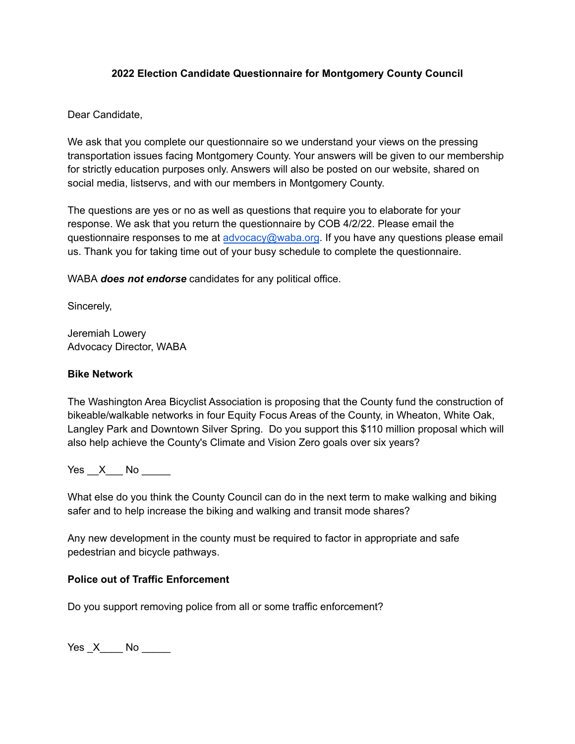**2022 Election Candidate Questionnaire for Montgomery County Council**

Dear Candidate,

We ask that you complete our questionnaire so we understand your views on the pressing transportation issues facing Montgomery County. Your answers will be given to our membership for strictly education purposes only. Answers will also be posted on our website, shared on social media, listservs, and with our members in Montgomery County.

The questions are yes or no as well as questions that require you to elaborate for your response. We ask that you return the questionnaire by COB 4/2/22. Please email the questionnaire responses to me at [advocacy@waba.org](mailto:advocacy@waba.org). If you have any questions please email us. Thank you for taking time out of your busy schedule to complete the questionnaire.

WABA ***does not endorse*** candidates for any political office.

Sincerely,

Jeremiah Lowery
Advocacy Director, WABA

**Bike Network**

The Washington Area Bicyclist Association is proposing that the County fund the construction of bikeable/walkable networks in four Equity Focus Areas of the County, in Wheaton, White Oak, Langley Park and Downtown Silver Spring. Do you support this $110 million proposal which will also help achieve the County's Climate and Vision Zero goals over six years?

Yes __X___ No _____

What else do you think the County Council can do in the next term to make walking and biking safer and to help increase the biking and walking and transit mode shares?

Any new development in the county must be required to factor in appropriate and safe pedestrian and bicycle pathways.

**Police out of Traffic Enforcement**

Do you support removing police from all or some traffic enforcement?

Yes _X____ No _____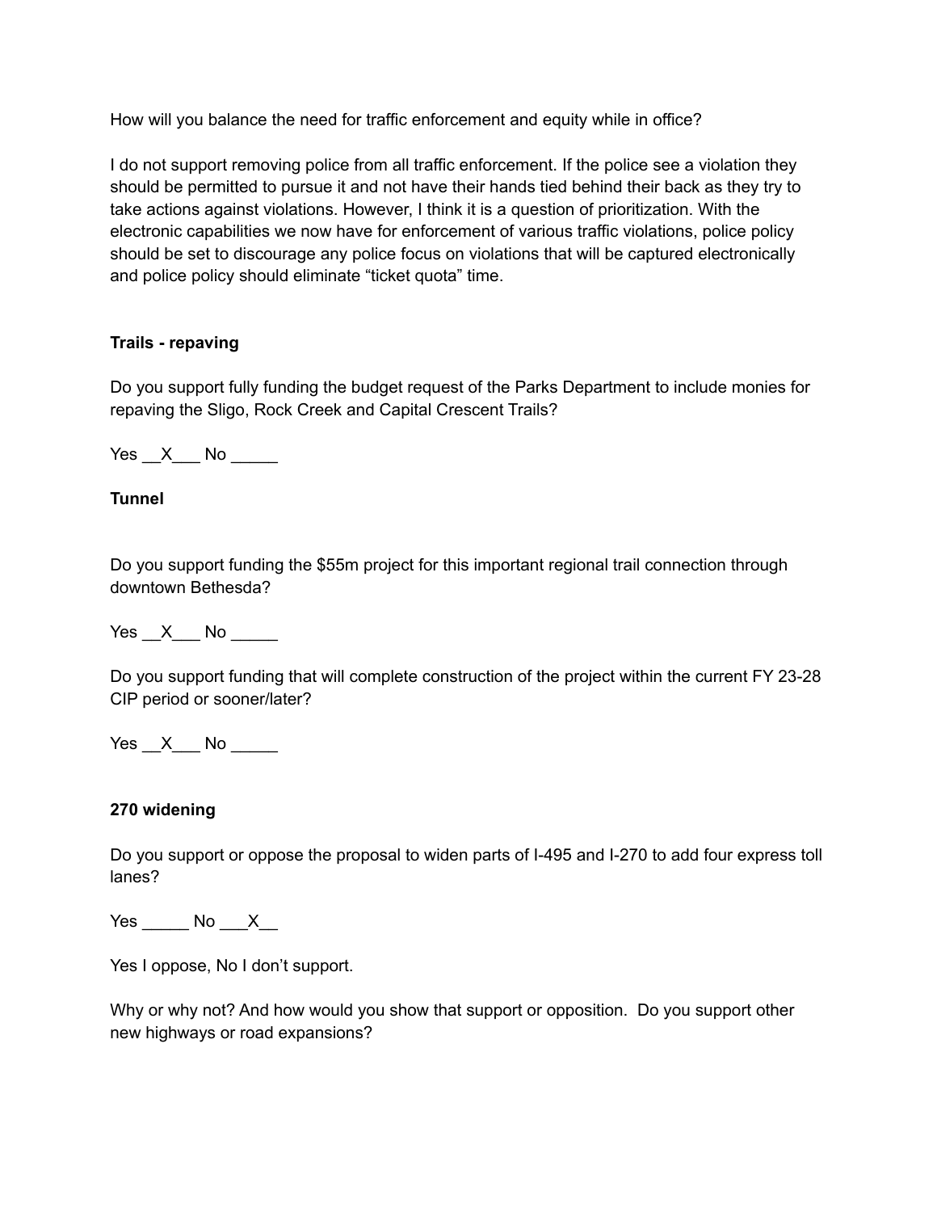How will you balance the need for traffic enforcement and equity while in office?

I do not support removing police from all traffic enforcement. If the police see a violation they should be permitted to pursue it and not have their hands tied behind their back as they try to take actions against violations. However, I think it is a question of prioritization. With the electronic capabilities we now have for enforcement of various traffic violations, police policy should be set to discourage any police focus on violations that will be captured electronically and police policy should eliminate "ticket quota" time.

**Trails - repaving**

Do you support fully funding the budget request of the Parks Department to include monies for repaving the Sligo, Rock Creek and Capital Crescent Trails?

Yes __X___ No _____

**Tunnel**

Do you support funding the $55m project for this important regional trail connection through downtown Bethesda?

Yes __X___ No _____

Do you support funding that will complete construction of the project within the current FY 23-28 CIP period or sooner/later?

Yes __X___ No _____

**270 widening**

Do you support or oppose the proposal to widen parts of I-495 and I-270 to add four express toll lanes?

Yes _____ No ___X__

Yes I oppose, No I don't support.

Why or why not? And how would you show that support or opposition. Do you support other new highways or road expansions?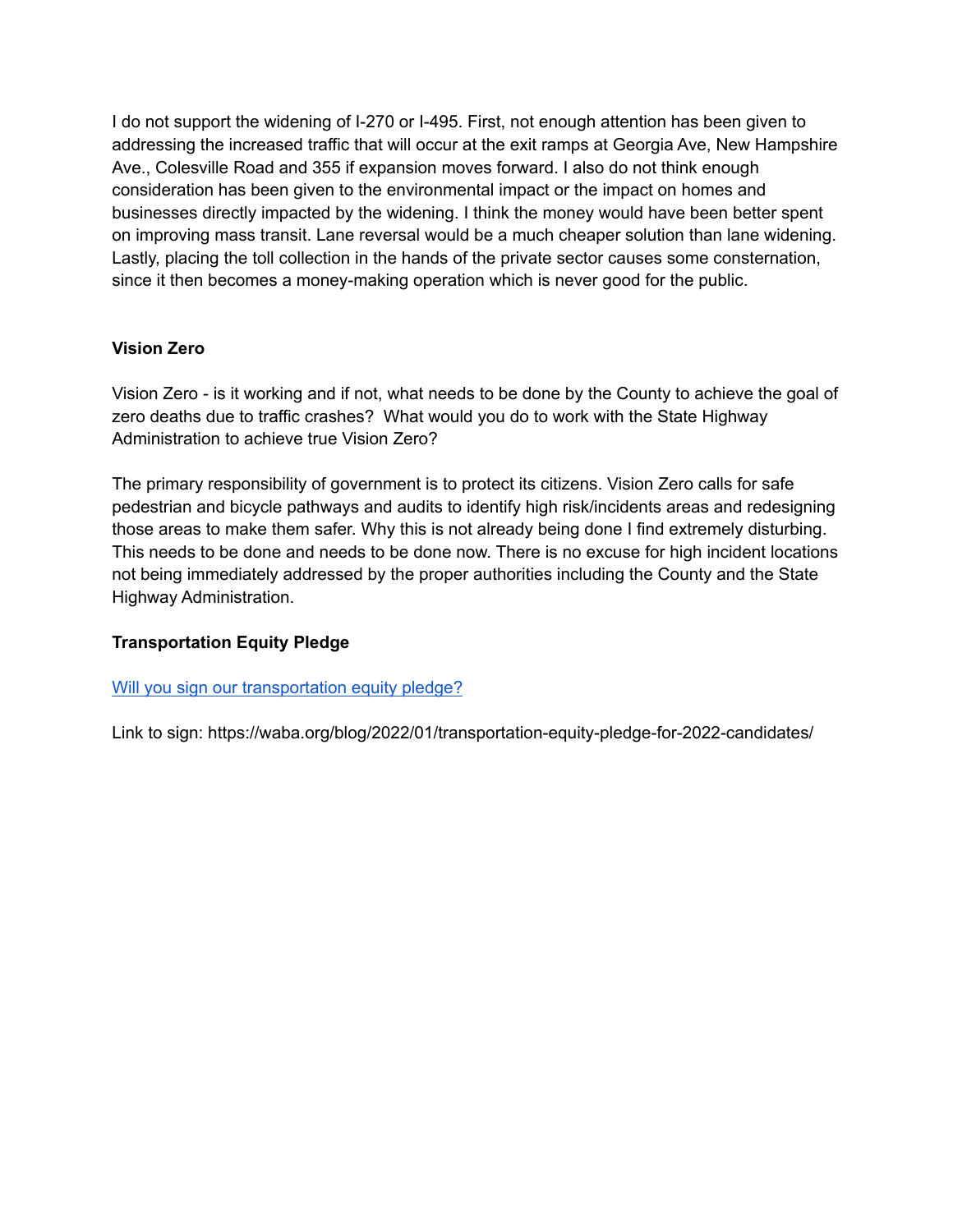I do not support the widening of I-270 or I-495. First, not enough attention has been given to addressing the increased traffic that will occur at the exit ramps at Georgia Ave, New Hampshire Ave., Colesville Road and 355 if expansion moves forward. I also do not think enough consideration has been given to the environmental impact or the impact on homes and businesses directly impacted by the widening. I think the money would have been better spent on improving mass transit. Lane reversal would be a much cheaper solution than lane widening. Lastly, placing the toll collection in the hands of the private sector causes some consternation, since it then becomes a money-making operation which is never good for the public.

**Vision Zero**

Vision Zero - is it working and if not, what needs to be done by the County to achieve the goal of zero deaths due to traffic crashes? What would you do to work with the State Highway Administration to achieve true Vision Zero?

The primary responsibility of government is to protect its citizens. Vision Zero calls for safe pedestrian and bicycle pathways and audits to identify high risk/incidents areas and redesigning those areas to make them safer. Why this is not already being done I find extremely disturbing. This needs to be done and needs to be done now. There is no excuse for high incident locations not being immediately addressed by the proper authorities including the County and the State Highway Administration.

**Transportation Equity Pledge**

[Will you sign our transportation equity pledge?](https://waba.org/blog/2022/01/transportation-equity-pledge-for-2022-candidates/)

Link to sign: https://waba.org/blog/2022/01/transportation-equity-pledge-for-2022-candidates/